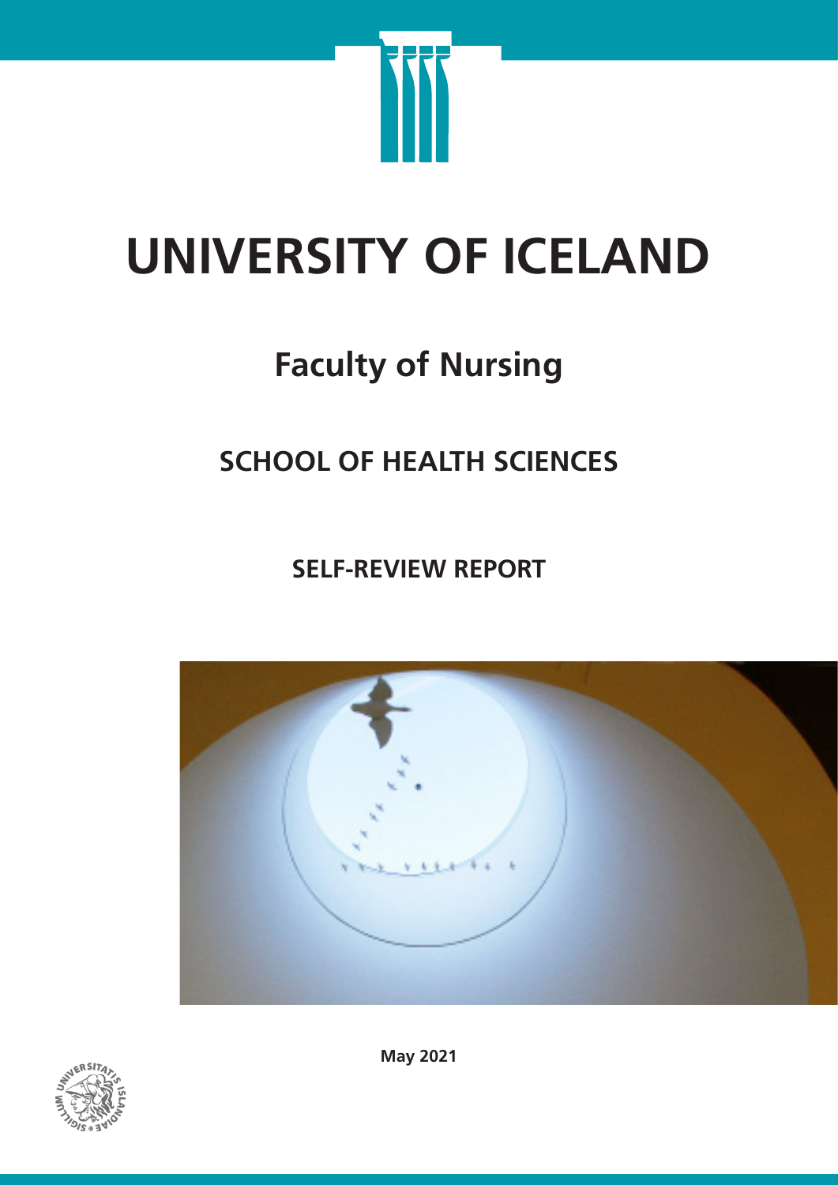# UNIVERSITY OF ICELAND

## Faculty of Nursing

### SCHOOL OF HEALTH SCIENCES

### SELF-REVIEW REPORT

**May 2021**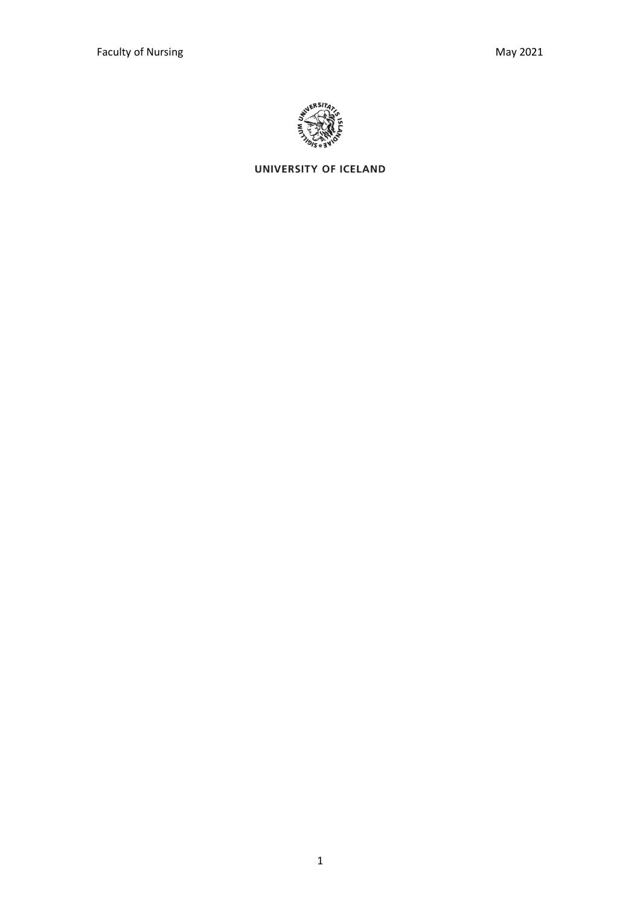UNIVERSITY OF ICELAND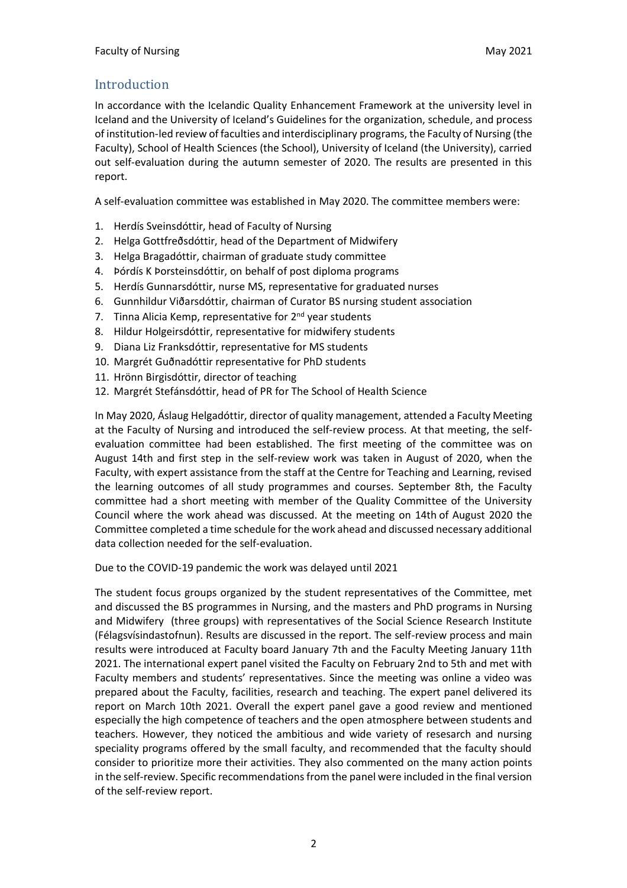## Introduction

In accordance with the Icelandic Quality Enhancement Framework at the university level in Iceland and the University of Iceland's Guidelines for the organization, schedule, and process of institution-led review of faculties and interdisciplinary programs, the Faculty of Nursing (the Faculty), School of Health Sciences (the School), University of Iceland (the University), carried out self-evaluation during the autumn semester of 2020. The results are presented in this report.

A self-evaluation committee was established in May 2020. The committee members were:

1. Herdís Sveinsdóttir, head of Faculty of Nursing
2. Helga Gottfreðsdóttir, head of the Department of Midwifery
3. Helga Bragadóttir, chairman of graduate study committee
4. Þórdís K Þorsteinsdóttir, on behalf of post diploma programs
5. Herdís Gunnarsdóttir, nurse MS, representative for graduated nurses
6. Gunnhildur Viðarsdóttir, chairman of Curator BS nursing student association
7. Tinna Alicia Kemp, representative for 2nd year students
8. Hildur Holgeirsdóttir, representative for midwifery students
9. Diana Liz Franksdóttir, representative for MS students
10. Margrét Guðnadóttir representative for PhD students
11. Hrönn Birgisdóttir, director of teaching
12. Margrét Stefánsdóttir, head of PR for The School of Health Science

In May 2020, Áslaug Helgadóttir, director of quality management, attended a Faculty Meeting at the Faculty of Nursing and introduced the self-review process. At that meeting, the self-evaluation committee had been established. The first meeting of the committee was on August 14th and first step in the self-review work was taken in August of 2020, when the Faculty, with expert assistance from the staff at the Centre for Teaching and Learning, revised the learning outcomes of all study programmes and courses. September 8th, the Faculty committee had a short meeting with member of the Quality Committee of the University Council where the work ahead was discussed. At the meeting on 14th of August 2020 the Committee completed a time schedule for the work ahead and discussed necessary additional data collection needed for the self-evaluation.

Due to the COVID-19 pandemic the work was delayed until 2021

The student focus groups organized by the student representatives of the Committee, met and discussed the BS programmes in Nursing, and the masters and PhD programs in Nursing and Midwifery (three groups) with representatives of the Social Science Research Institute (Félagsvísindastofnun). Results are discussed in the report. The self-review process and main results were introduced at Faculty board January 7th and the Faculty Meeting January 11th 2021. The international expert panel visited the Faculty on February 2nd to 5th and met with Faculty members and students' representatives. Since the meeting was online a video was prepared about the Faculty, facilities, research and teaching. The expert panel delivered its report on March 10th 2021. Overall the expert panel gave a good review and mentioned especially the high competence of teachers and the open atmosphere between students and teachers. However, they noticed the ambitious and wide variety of resesarch and nursing speciality programs offered by the small faculty, and recommended that the faculty should consider to prioritize more their activities. They also commented on the many action points in the self-review. Specific recommendations from the panel were included in the final version of the self-review report.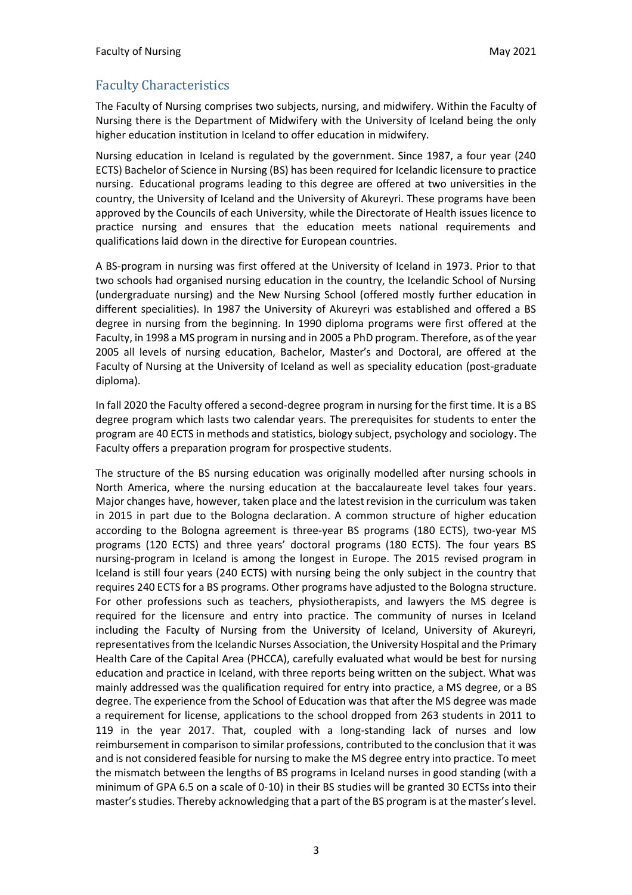## Faculty Characteristics

The Faculty of Nursing comprises two subjects, nursing, and midwifery. Within the Faculty of Nursing there is the Department of Midwifery with the University of Iceland being the only higher education institution in Iceland to offer education in midwifery.

Nursing education in Iceland is regulated by the government. Since 1987, a four year (240 ECTS) Bachelor of Science in Nursing (BS) has been required for Icelandic licensure to practice nursing. Educational programs leading to this degree are offered at two universities in the country, the University of Iceland and the University of Akureyri. These programs have been approved by the Councils of each University, while the Directorate of Health issues licence to practice nursing and ensures that the education meets national requirements and qualifications laid down in the directive for European countries.

A BS-program in nursing was first offered at the University of Iceland in 1973. Prior to that two schools had organised nursing education in the country, the Icelandic School of Nursing (undergraduate nursing) and the New Nursing School (offered mostly further education in different specialities). In 1987 the University of Akureyri was established and offered a BS degree in nursing from the beginning. In 1990 diploma programs were first offered at the Faculty, in 1998 a MS program in nursing and in 2005 a PhD program. Therefore, as of the year 2005 all levels of nursing education, Bachelor, Master's and Doctoral, are offered at the Faculty of Nursing at the University of Iceland as well as speciality education (post-graduate diploma).

In fall 2020 the Faculty offered a second-degree program in nursing for the first time. It is a BS degree program which lasts two calendar years. The prerequisites for students to enter the program are 40 ECTS in methods and statistics, biology subject, psychology and sociology. The Faculty offers a preparation program for prospective students.

The structure of the BS nursing education was originally modelled after nursing schools in North America, where the nursing education at the baccalaureate level takes four years. Major changes have, however, taken place and the latest revision in the curriculum was taken in 2015 in part due to the Bologna declaration. A common structure of higher education according to the Bologna agreement is three-year BS programs (180 ECTS), two-year MS programs (120 ECTS) and three years' doctoral programs (180 ECTS). The four years BS nursing-program in Iceland is among the longest in Europe. The 2015 revised program in Iceland is still four years (240 ECTS) with nursing being the only subject in the country that requires 240 ECTS for a BS programs. Other programs have adjusted to the Bologna structure. For other professions such as teachers, physiotherapists, and lawyers the MS degree is required for the licensure and entry into practice. The community of nurses in Iceland including the Faculty of Nursing from the University of Iceland, University of Akureyri, representatives from the Icelandic Nurses Association, the University Hospital and the Primary Health Care of the Capital Area (PHCCA), carefully evaluated what would be best for nursing education and practice in Iceland, with three reports being written on the subject. What was mainly addressed was the qualification required for entry into practice, a MS degree, or a BS degree. The experience from the School of Education was that after the MS degree was made a requirement for license, applications to the school dropped from 263 students in 2011 to 119 in the year 2017. That, coupled with a long-standing lack of nurses and low reimbursement in comparison to similar professions, contributed to the conclusion that it was and is not considered feasible for nursing to make the MS degree entry into practice. To meet the mismatch between the lengths of BS programs in Iceland nurses in good standing (with a minimum of GPA 6.5 on a scale of 0-10) in their BS studies will be granted 30 ECTSs into their master's studies. Thereby acknowledging that a part of the BS program is at the master's level.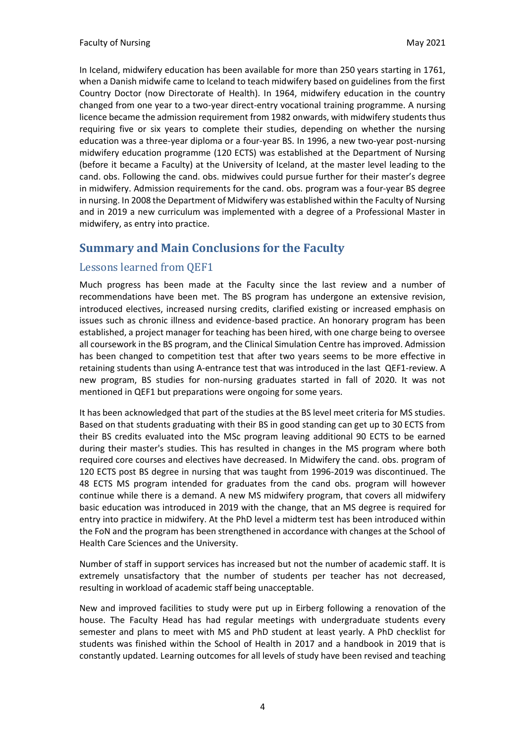In Iceland, midwifery education has been available for more than 250 years starting in 1761, when a Danish midwife came to Iceland to teach midwifery based on guidelines from the first Country Doctor (now Directorate of Health). In 1964, midwifery education in the country changed from one year to a two-year direct-entry vocational training programme. A nursing licence became the admission requirement from 1982 onwards, with midwifery students thus requiring five or six years to complete their studies, depending on whether the nursing education was a three-year diploma or a four-year BS. In 1996, a new two-year post-nursing midwifery education programme (120 ECTS) was established at the Department of Nursing (before it became a Faculty) at the University of Iceland, at the master level leading to the cand. obs. Following the cand. obs. midwives could pursue further for their master's degree in midwifery. Admission requirements for the cand. obs. program was a four-year BS degree in nursing. In 2008 the Department of Midwifery was established within the Faculty of Nursing and in 2019 a new curriculum was implemented with a degree of a Professional Master in midwifery, as entry into practice.

## Summary and Main Conclusions for the Faculty

### Lessons learned from QEF1

Much progress has been made at the Faculty since the last review and a number of recommendations have been met. The BS program has undergone an extensive revision, introduced electives, increased nursing credits, clarified existing or increased emphasis on issues such as chronic illness and evidence-based practice. An honorary program has been established, a project manager for teaching has been hired, with one charge being to oversee all coursework in the BS program, and the Clinical Simulation Centre has improved. Admission has been changed to competition test that after two years seems to be more effective in retaining students than using A-entrance test that was introduced in the last QEF1-review. A new program, BS studies for non-nursing graduates started in fall of 2020. It was not mentioned in QEF1 but preparations were ongoing for some years.

It has been acknowledged that part of the studies at the BS level meet criteria for MS studies. Based on that students graduating with their BS in good standing can get up to 30 ECTS from their BS credits evaluated into the MSc program leaving additional 90 ECTS to be earned during their master's studies. This has resulted in changes in the MS program where both required core courses and electives have decreased. In Midwifery the cand. obs. program of 120 ECTS post BS degree in nursing that was taught from 1996-2019 was discontinued. The 48 ECTS MS program intended for graduates from the cand obs. program will however continue while there is a demand. A new MS midwifery program, that covers all midwifery basic education was introduced in 2019 with the change, that an MS degree is required for entry into practice in midwifery. At the PhD level a midterm test has been introduced within the FoN and the program has been strengthened in accordance with changes at the School of Health Care Sciences and the University.

Number of staff in support services has increased but not the number of academic staff. It is extremely unsatisfactory that the number of students per teacher has not decreased, resulting in workload of academic staff being unacceptable.

New and improved facilities to study were put up in Eirberg following a renovation of the house. The Faculty Head has had regular meetings with undergraduate students every semester and plans to meet with MS and PhD student at least yearly. A PhD checklist for students was finished within the School of Health in 2017 and a handbook in 2019 that is constantly updated. Learning outcomes for all levels of study have been revised and teaching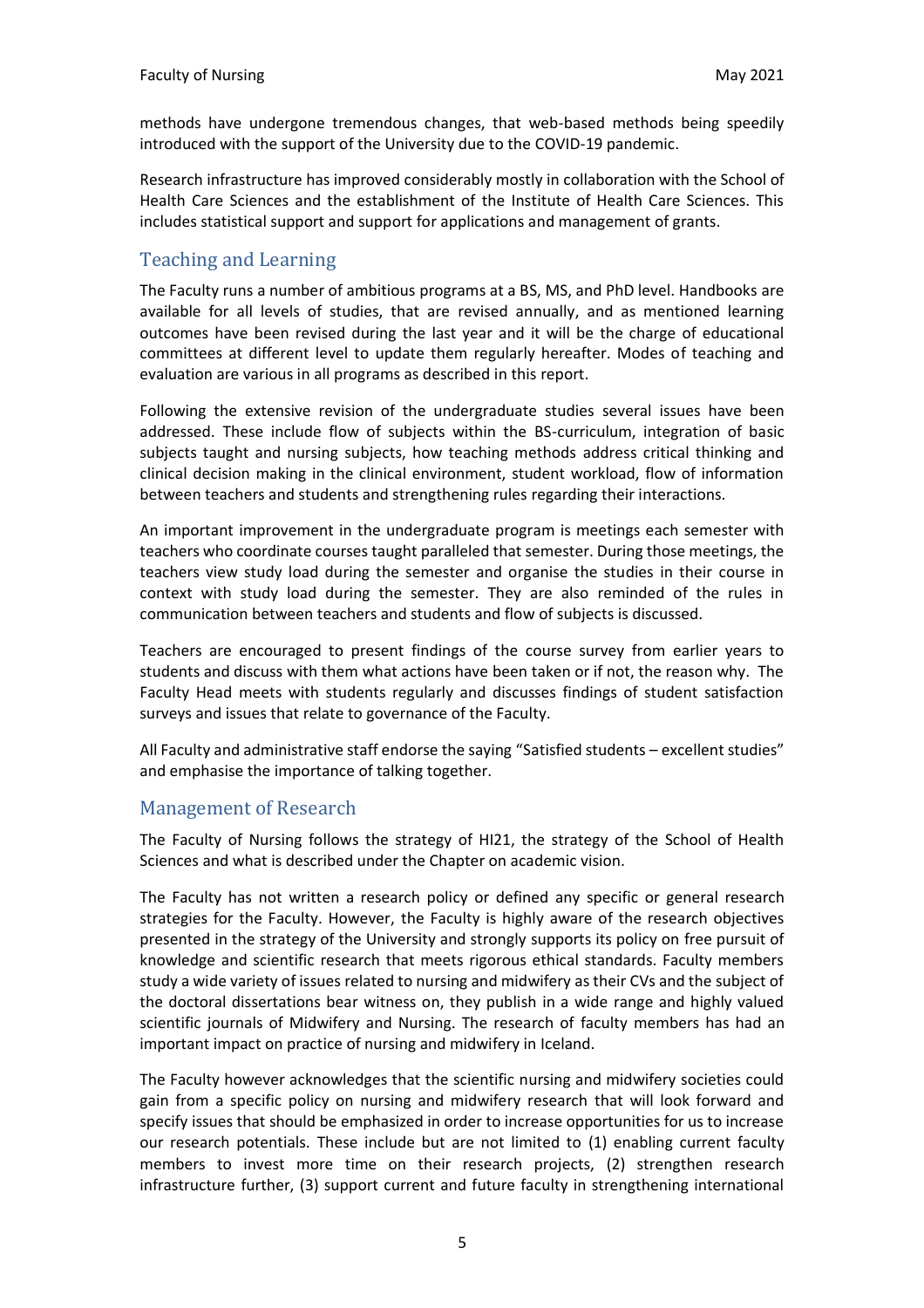methods have undergone tremendous changes, that web-based methods being speedily introduced with the support of the University due to the COVID-19 pandemic.

Research infrastructure has improved considerably mostly in collaboration with the School of Health Care Sciences and the establishment of the Institute of Health Care Sciences. This includes statistical support and support for applications and management of grants.

## Teaching and Learning

The Faculty runs a number of ambitious programs at a BS, MS, and PhD level. Handbooks are available for all levels of studies, that are revised annually, and as mentioned learning outcomes have been revised during the last year and it will be the charge of educational committees at different level to update them regularly hereafter. Modes of teaching and evaluation are various in all programs as described in this report.

Following the extensive revision of the undergraduate studies several issues have been addressed. These include flow of subjects within the BS-curriculum, integration of basic subjects taught and nursing subjects, how teaching methods address critical thinking and clinical decision making in the clinical environment, student workload, flow of information between teachers and students and strengthening rules regarding their interactions.

An important improvement in the undergraduate program is meetings each semester with teachers who coordinate courses taught paralleled that semester. During those meetings, the teachers view study load during the semester and organise the studies in their course in context with study load during the semester. They are also reminded of the rules in communication between teachers and students and flow of subjects is discussed.

Teachers are encouraged to present findings of the course survey from earlier years to students and discuss with them what actions have been taken or if not, the reason why. The Faculty Head meets with students regularly and discusses findings of student satisfaction surveys and issues that relate to governance of the Faculty.

All Faculty and administrative staff endorse the saying "Satisfied students – excellent studies" and emphasise the importance of talking together.

## Management of Research

The Faculty of Nursing follows the strategy of HI21, the strategy of the School of Health Sciences and what is described under the Chapter on academic vision.

The Faculty has not written a research policy or defined any specific or general research strategies for the Faculty. However, the Faculty is highly aware of the research objectives presented in the strategy of the University and strongly supports its policy on free pursuit of knowledge and scientific research that meets rigorous ethical standards. Faculty members study a wide variety of issues related to nursing and midwifery as their CVs and the subject of the doctoral dissertations bear witness on, they publish in a wide range and highly valued scientific journals of Midwifery and Nursing. The research of faculty members has had an important impact on practice of nursing and midwifery in Iceland.

The Faculty however acknowledges that the scientific nursing and midwifery societies could gain from a specific policy on nursing and midwifery research that will look forward and specify issues that should be emphasized in order to increase opportunities for us to increase our research potentials. These include but are not limited to (1) enabling current faculty members to invest more time on their research projects, (2) strengthen research infrastructure further, (3) support current and future faculty in strengthening international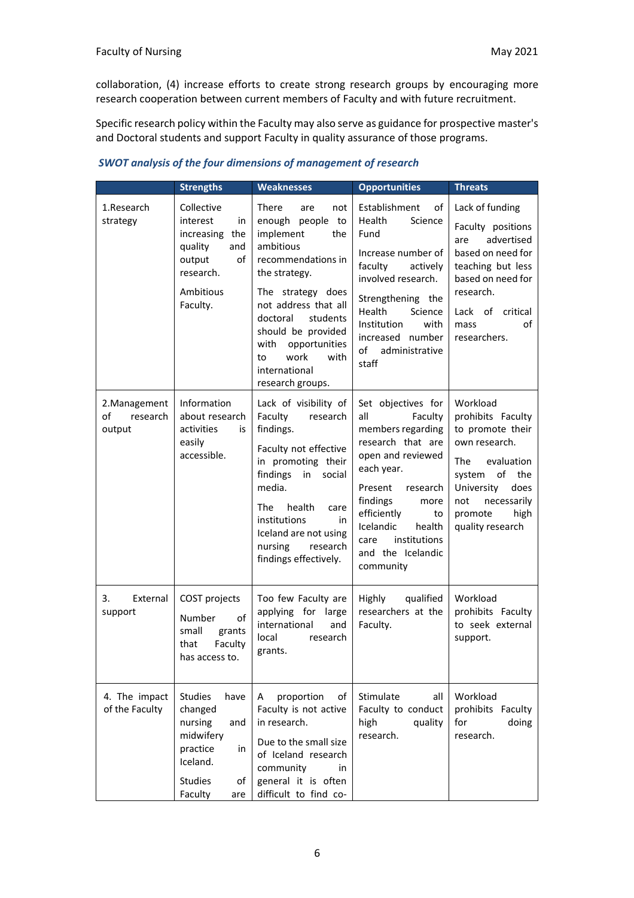collaboration, (4) increase efforts to create strong research groups by encouraging more research cooperation between current members of Faculty and with future recruitment.

Specific research policy within the Faculty may also serve as guidance for prospective master's and Doctoral students and support Faculty in quality assurance of those programs.

### *SWOT analysis of the four dimensions of management of research*

| | Strengths | Weaknesses | Opportunities | Threats |
|---|---|---|---|---|
| 1.Research strategy | Collective interest in increasing the quality and output of research.<br><br>Ambitious Faculty. | There are not enough people to implement the ambitious recommendations in the strategy.<br><br>The strategy does not address that all doctoral students should be provided with opportunities to work with international research groups. | Establishment of Health Science Fund<br><br>Increase number of faculty actively involved research.<br><br>Strengthening the Health Science Institution with increased number of administrative staff | Lack of funding<br><br>Faculty positions are advertised based on need for teaching but less based on need for research.<br><br>Lack of critical mass of researchers. |
| 2.Management of research output | Information about research activities is easily accessible. | Lack of visibility of Faculty research findings.<br><br>Faculty not effective in promoting their findings in social media.<br><br>The health care institutions in Iceland are not using nursing research findings effectively. | Set objectives for all Faculty members regarding research that are open and reviewed each year.<br><br>Present research findings more efficiently to Icelandic health care institutions and the Icelandic community | Workload prohibits Faculty to promote their own research.<br><br>The evaluation system of the University does not necessarily promote high quality research |
| 3. External support | COST projects<br><br>Number of small grants that Faculty has access to. | Too few Faculty are applying for large international and local research grants. | Highly qualified researchers at the Faculty. | Workload prohibits Faculty to seek external support. |
| 4. The impact of the Faculty | Studies have changed nursing and midwifery practice in Iceland.<br><br>Studies of Faculty are | A proportion of Faculty is not active in research.<br><br>Due to the small size of Iceland research community in general it is often difficult to find co- | Stimulate all Faculty to conduct high quality research. | Workload prohibits Faculty for doing research. |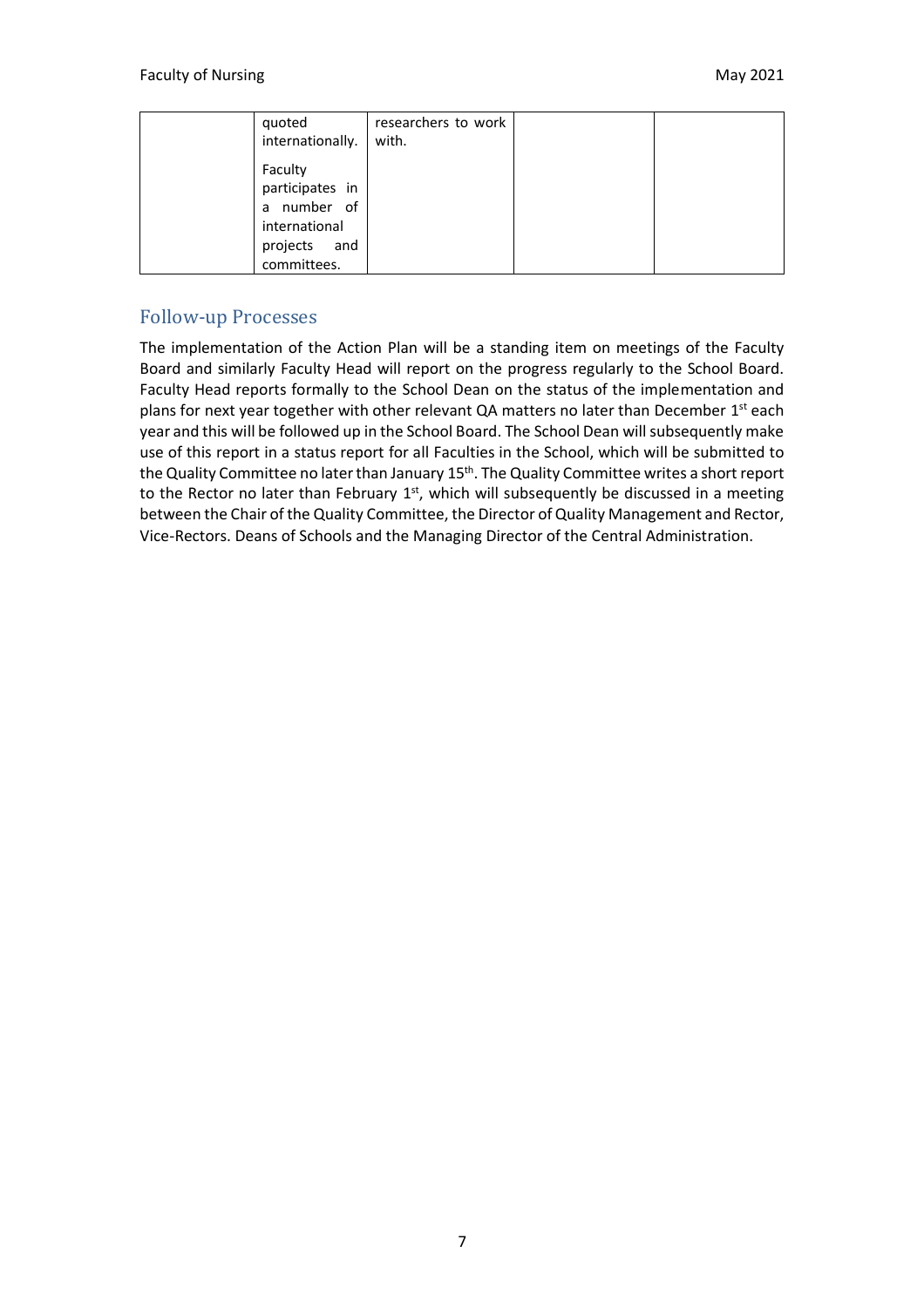| | | | | |
|---|---|---|---|---|
| | quoted internationally.<br><br>Faculty participates in a number of international projects and committees. | researchers to work with. | | |

## Follow-up Processes

The implementation of the Action Plan will be a standing item on meetings of the Faculty Board and similarly Faculty Head will report on the progress regularly to the School Board. Faculty Head reports formally to the School Dean on the status of the implementation and plans for next year together with other relevant QA matters no later than December 1st each year and this will be followed up in the School Board. The School Dean will subsequently make use of this report in a status report for all Faculties in the School, which will be submitted to the Quality Committee no later than January 15th. The Quality Committee writes a short report to the Rector no later than February 1st, which will subsequently be discussed in a meeting between the Chair of the Quality Committee, the Director of Quality Management and Rector, Vice-Rectors. Deans of Schools and the Managing Director of the Central Administration.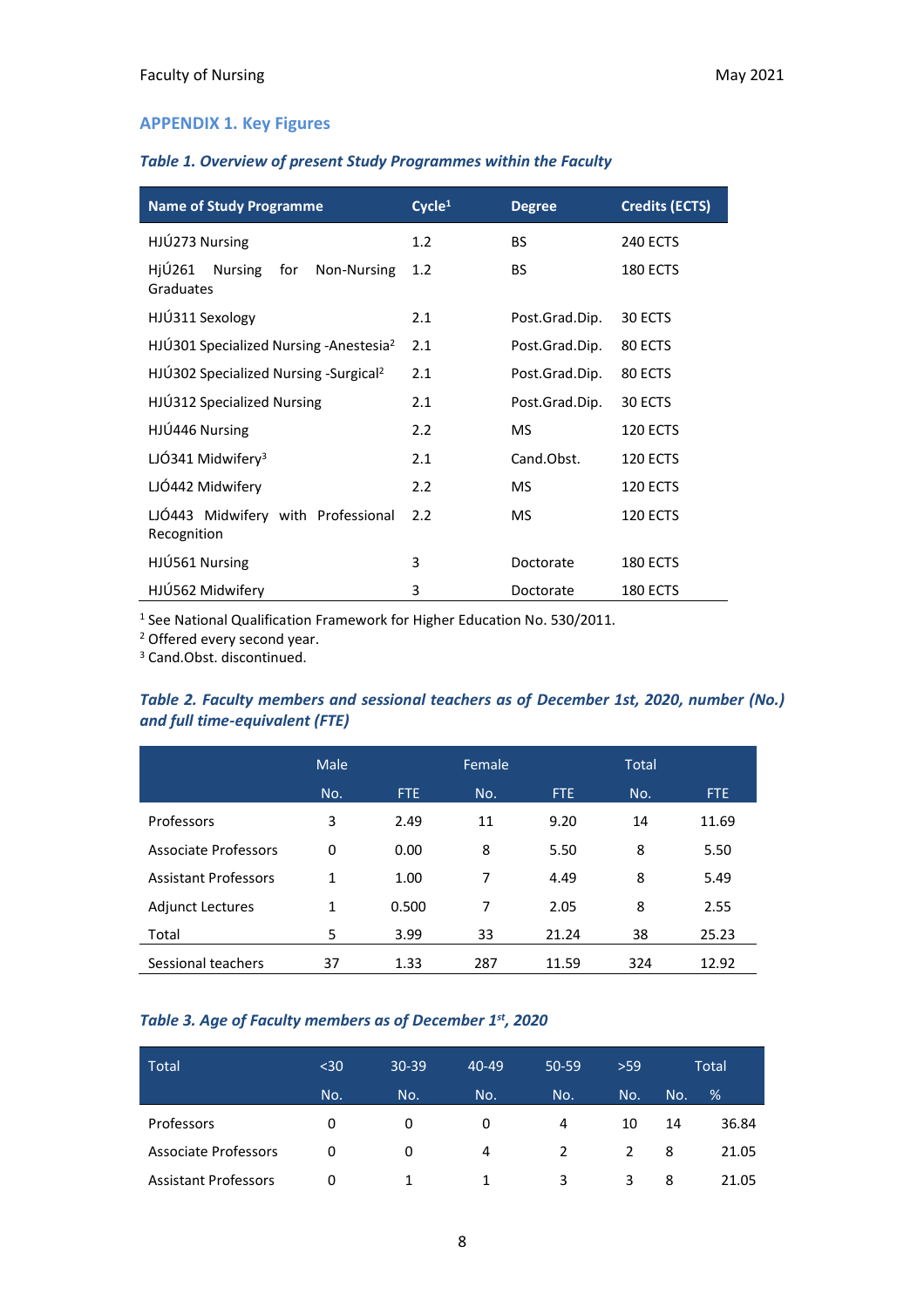## APPENDIX 1. Key Figures

***Table 1. Overview of present Study Programmes within the Faculty***

| Name of Study Programme | Cycle[1] | Degree | Credits (ECTS) |
|---|---|---|---|
| HJÚ273 Nursing | 1.2 | BS | 240 ECTS |
| HjÚ261 Nursing for Non-Nursing Graduates | 1.2 | BS | 180 ECTS |
| HJÚ311 Sexology | 2.1 | Post.Grad.Dip. | 30 ECTS |
| HJÚ301 Specialized Nursing -Anestesia[2] | 2.1 | Post.Grad.Dip. | 80 ECTS |
| HJÚ302 Specialized Nursing -Surgical[2] | 2.1 | Post.Grad.Dip. | 80 ECTS |
| HJÚ312 Specialized Nursing | 2.1 | Post.Grad.Dip. | 30 ECTS |
| HJÚ446 Nursing | 2.2 | MS | 120 ECTS |
| LJÓ341 Midwifery[3] | 2.1 | Cand.Obst. | 120 ECTS |
| LJÓ442 Midwifery | 2.2 | MS | 120 ECTS |
| LJÓ443 Midwifery with Professional Recognition | 2.2 | MS | 120 ECTS |
| HJÚ561 Nursing | 3 | Doctorate | 180 ECTS |
| HJÚ562 Midwifery | 3 | Doctorate | 180 ECTS |

[1] See National Qualification Framework for Higher Education No. 530/2011.
[2] Offered every second year.
[3] Cand.Obst. discontinued.

***Table 2. Faculty members and sessional teachers as of December 1st, 2020, number (No.) and full time-equivalent (FTE)***

| | Male | | Female | | Total | |
|---|---|---|---|---|---|---|
| | No. | FTE | No. | FTE | No. | FTE |
| Professors | 3 | 2.49 | 11 | 9.20 | 14 | 11.69 |
| Associate Professors | 0 | 0.00 | 8 | 5.50 | 8 | 5.50 |
| Assistant Professors | 1 | 1.00 | 7 | 4.49 | 8 | 5.49 |
| Adjunct Lectures | 1 | 0.500 | 7 | 2.05 | 8 | 2.55 |
| Total | 5 | 3.99 | 33 | 21.24 | 38 | 25.23 |
| Sessional teachers | 37 | 1.33 | 287 | 11.59 | 324 | 12.92 |

***Table 3. Age of Faculty members as of December 1st, 2020***

| Total | <30 | 30-39 | 40-49 | 50-59 | >59 | Total | |
|---|---|---|---|---|---|---|---|
| | No. | No. | No. | No. | No. | No. | % |
| Professors | 0 | 0 | 0 | 4 | 10 | 14 | 36.84 |
| Associate Professors | 0 | 0 | 4 | 2 | 2 | 8 | 21.05 |
| Assistant Professors | 0 | 1 | 1 | 3 | 3 | 8 | 21.05 |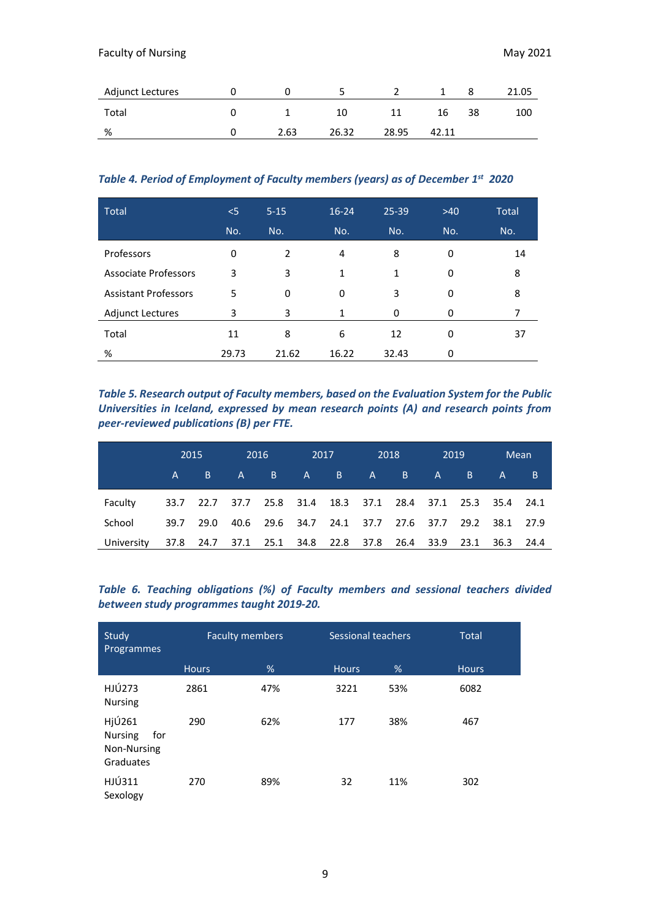| | | | | | | | |
|---|---|---|---|---|---|---|---|
| Adjunct Lectures | 0 | 0 | 5 | 2 | 1 | 8 | 21.05 |
| Total | 0 | 1 | 10 | 11 | 16 | 38 | 100 |
| % | 0 | 2.63 | 26.32 | 28.95 | 42.11 | | |

***Table 4. Period of Employment of Faculty members (years) as of December 1st 2020***

| Total | <5 | 5-15 | 16-24 | 25-39 | >40 | Total |
|---|---|---|---|---|---|---|
| | No. | No. | No. | No. | No. | No. |
| Professors | 0 | 2 | 4 | 8 | 0 | 14 |
| Associate Professors | 3 | 3 | 1 | 1 | 0 | 8 |
| Assistant Professors | 5 | 0 | 0 | 3 | 0 | 8 |
| Adjunct Lectures | 3 | 3 | 1 | 0 | 0 | 7 |
| Total | 11 | 8 | 6 | 12 | 0 | 37 |
| % | 29.73 | 21.62 | 16.22 | 32.43 | 0 | |

***Table 5. Research output of Faculty members, based on the Evaluation System for the Public Universities in Iceland, expressed by mean research points (A) and research points from peer-reviewed publications (B) per FTE.***

| | 2015 | | 2016 | | 2017 | | 2018 | | 2019 | | Mean | |
|---|---|---|---|---|---|---|---|---|---|---|---|---|
| | A | B | A | B | A | B | A | B | A | B | A | B |
| Faculty | 33.7 | 22.7 | 37.7 | 25.8 | 31.4 | 18.3 | 37.1 | 28.4 | 37.1 | 25.3 | 35.4 | 24.1 |
| School | 39.7 | 29.0 | 40.6 | 29.6 | 34.7 | 24.1 | 37.7 | 27.6 | 37.7 | 29.2 | 38.1 | 27.9 |
| University | 37.8 | 24.7 | 37.1 | 25.1 | 34.8 | 22.8 | 37.8 | 26.4 | 33.9 | 23.1 | 36.3 | 24.4 |

***Table 6. Teaching obligations (%) of Faculty members and sessional teachers divided between study programmes taught 2019-20.***

| Study Programmes | Faculty members | | Sessional teachers | | Total |
|---|---|---|---|---|---|
| | Hours | % | Hours | % | Hours |
| HJÚ273 Nursing | 2861 | 47% | 3221 | 53% | 6082 |
| HjÚ261 Nursing for Non-Nursing Graduates | 290 | 62% | 177 | 38% | 467 |
| HJÚ311 Sexology | 270 | 89% | 32 | 11% | 302 |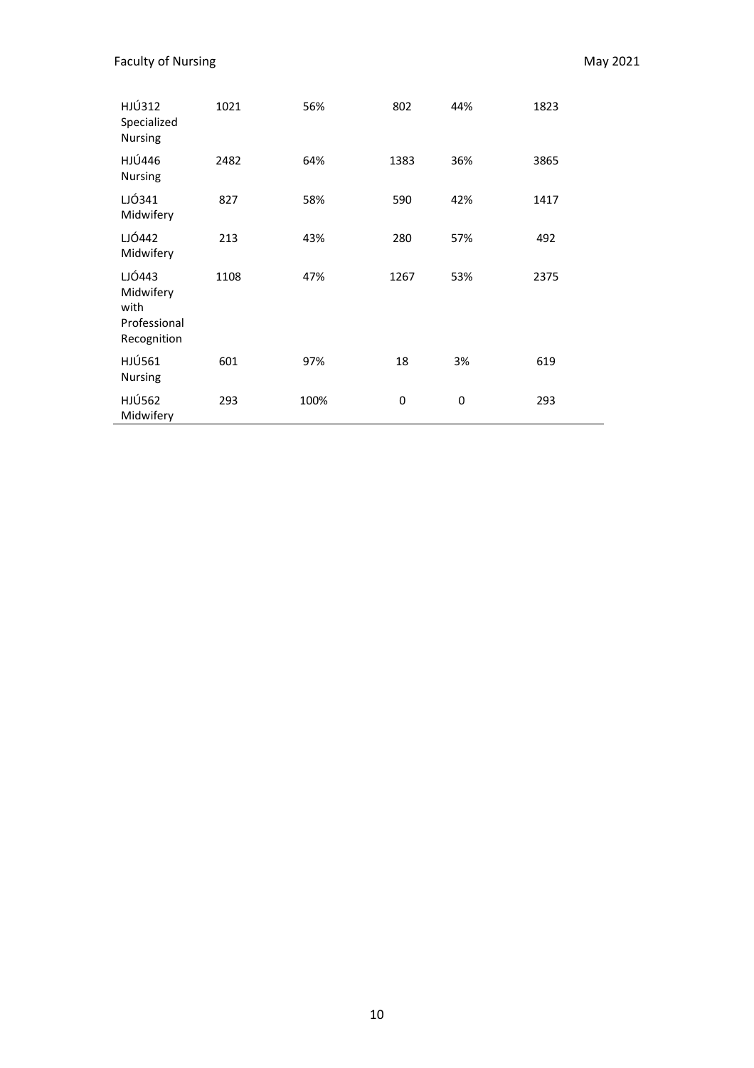| | | | | | |
|---|---|---|---|---|---|
| HJÚ312 Specialized Nursing | 1021 | 56% | 802 | 44% | 1823 |
| HJÚ446 Nursing | 2482 | 64% | 1383 | 36% | 3865 |
| LJÓ341 Midwifery | 827 | 58% | 590 | 42% | 1417 |
| LJÓ442 Midwifery | 213 | 43% | 280 | 57% | 492 |
| LJÓ443 Midwifery with Professional Recognition | 1108 | 47% | 1267 | 53% | 2375 |
| HJÚ561 Nursing | 601 | 97% | 18 | 3% | 619 |
| HJÚ562 Midwifery | 293 | 100% | 0 | 0 | 293 |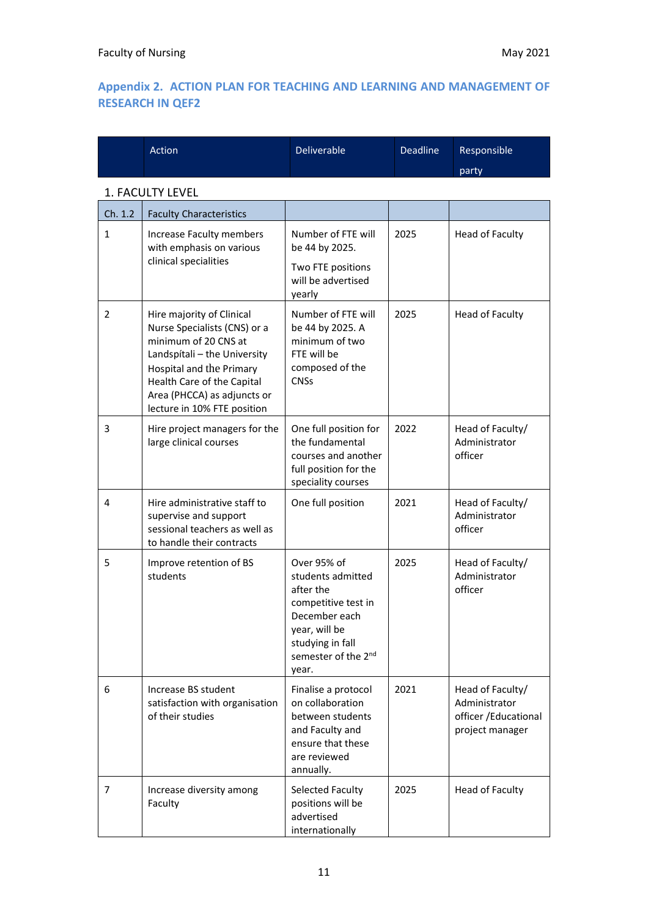## Appendix 2. ACTION PLAN FOR TEACHING AND LEARNING AND MANAGEMENT OF RESEARCH IN QEF2

| | Action | Deliverable | Deadline | Responsible party |
|---|---|---|---|---|
| **1. FACULTY LEVEL** | | | | |
| Ch. 1.2 | Faculty Characteristics | | | |
| 1 | Increase Faculty members with emphasis on various clinical specialities | Number of FTE will be 44 by 2025. Two FTE positions will be advertised yearly | 2025 | Head of Faculty |
| 2 | Hire majority of Clinical Nurse Specialists (CNS) or a minimum of 20 CNS at Landspítali – the University Hospital and the Primary Health Care of the Capital Area (PHCCA) as adjuncts or lecture in 10% FTE position | Number of FTE will be 44 by 2025. A minimum of two FTE will be composed of the CNSs | 2025 | Head of Faculty |
| 3 | Hire project managers for the large clinical courses | One full position for the fundamental courses and another full position for the speciality courses | 2022 | Head of Faculty/ Administrator officer |
| 4 | Hire administrative staff to supervise and support sessional teachers as well as to handle their contracts | One full position | 2021 | Head of Faculty/ Administrator officer |
| 5 | Improve retention of BS students | Over 95% of students admitted after the competitive test in December each year, will be studying in fall semester of the 2nd year. | 2025 | Head of Faculty/ Administrator officer |
| 6 | Increase BS student satisfaction with organisation of their studies | Finalise a protocol on collaboration between students and Faculty and ensure that these are reviewed annually. | 2021 | Head of Faculty/ Administrator officer /Educational project manager |
| 7 | Increase diversity among Faculty | Selected Faculty positions will be advertised internationally | 2025 | Head of Faculty |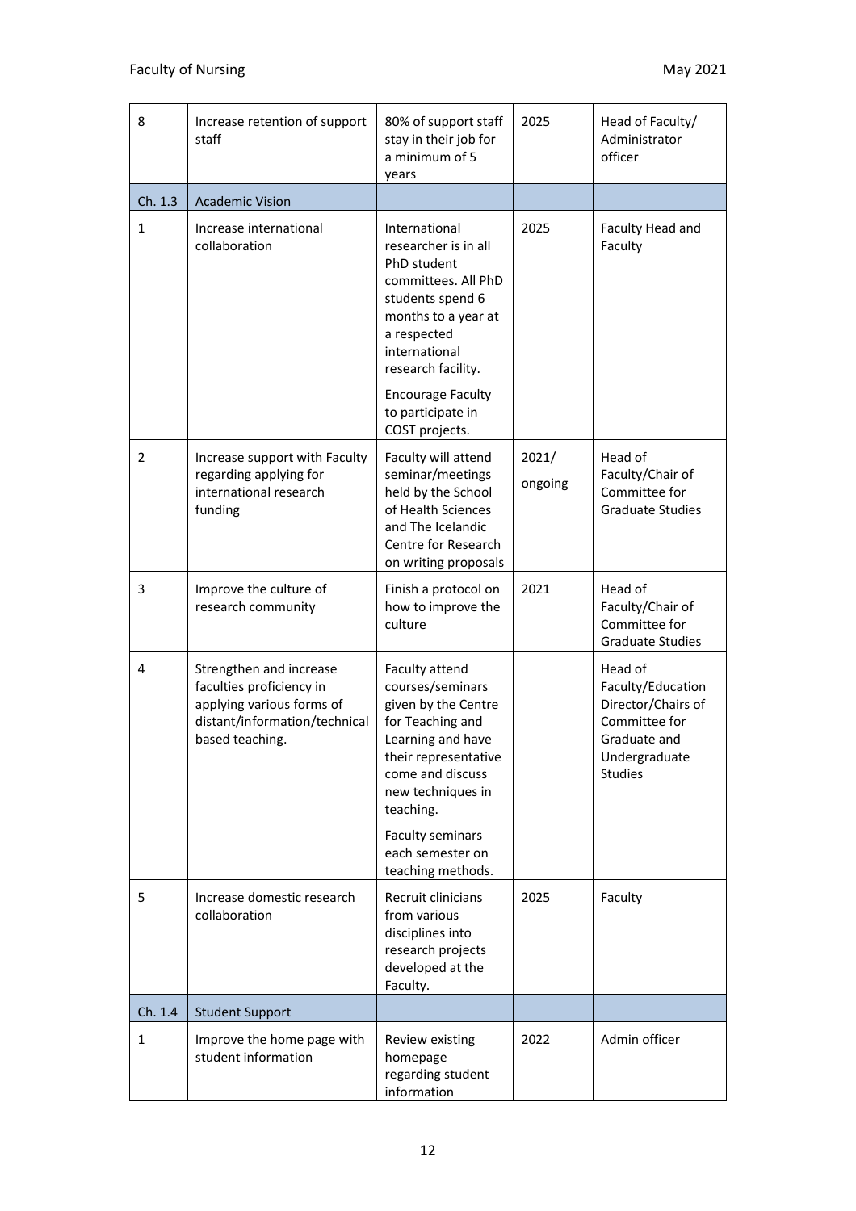| 8 | Increase retention of support staff | 80% of support staff stay in their job for a minimum of 5 years | 2025 | Head of Faculty/ Administrator officer |
|---|---|---|---|---|
| Ch. 1.3 | Academic Vision | | | |
| 1 | Increase international collaboration | International researcher is in all PhD student committees. All PhD students spend 6 months to a year at a respected international research facility.<br><br>Encourage Faculty to participate in COST projects. | 2025 | Faculty Head and Faculty |
| 2 | Increase support with Faculty regarding applying for international research funding | Faculty will attend seminar/meetings held by the School of Health Sciences and The Icelandic Centre for Research on writing proposals | 2021/ ongoing | Head of Faculty/Chair of Committee for Graduate Studies |
| 3 | Improve the culture of research community | Finish a protocol on how to improve the culture | 2021 | Head of Faculty/Chair of Committee for Graduate Studies |
| 4 | Strengthen and increase faculties proficiency in applying various forms of distant/information/technical based teaching. | Faculty attend courses/seminars given by the Centre for Teaching and Learning and have their representative come and discuss new techniques in teaching.<br><br>Faculty seminars each semester on teaching methods. | | Head of Faculty/Education Director/Chairs of Committee for Graduate and Undergraduate Studies |
| 5 | Increase domestic research collaboration | Recruit clinicians from various disciplines into research projects developed at the Faculty. | 2025 | Faculty |
| Ch. 1.4 | Student Support | | | |
| 1 | Improve the home page with student information | Review existing homepage regarding student information | 2022 | Admin officer |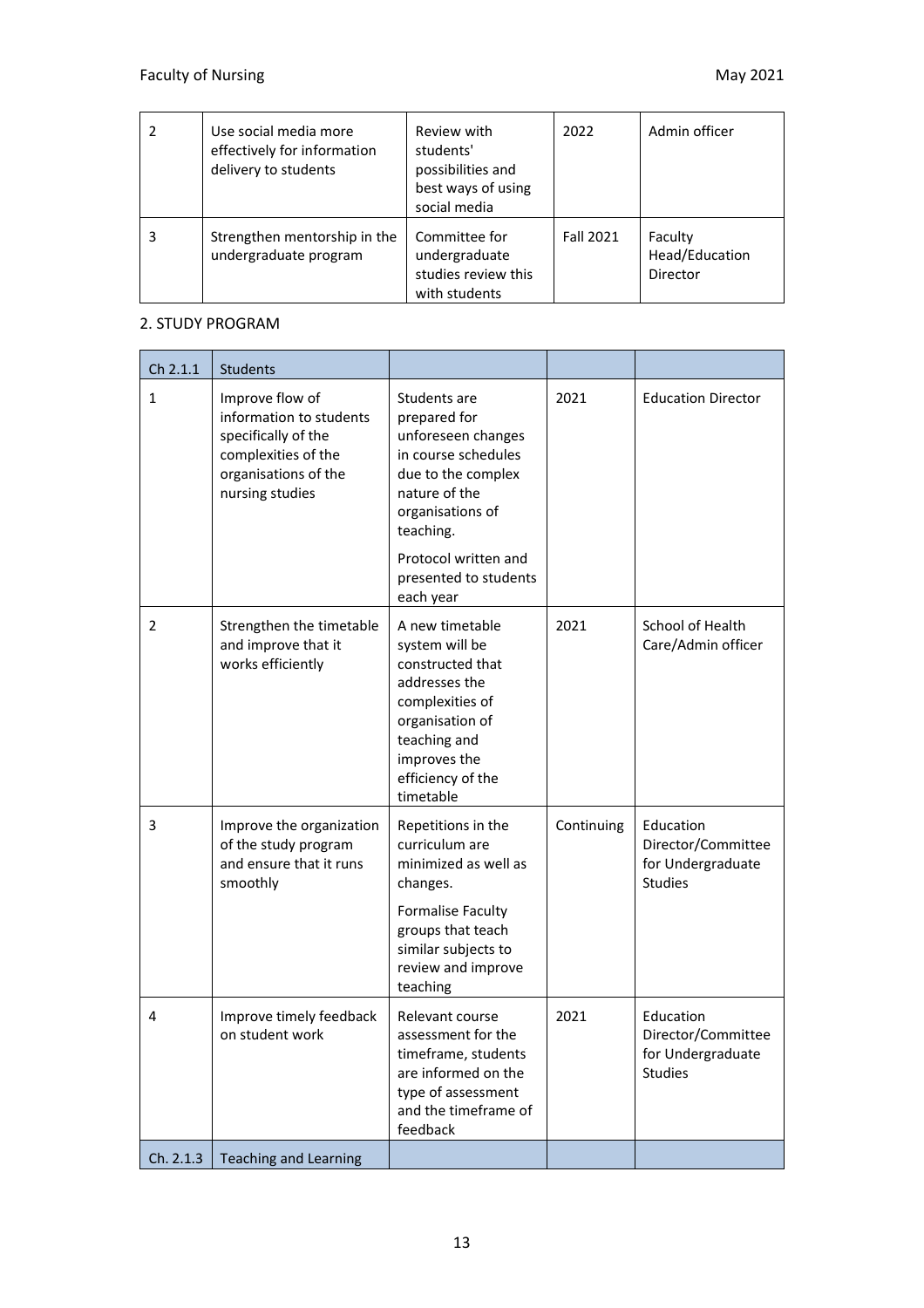| 2 | Use social media more effectively for information delivery to students | Review with students' possibilities and best ways of using social media | 2022 | Admin officer |
|---|---|---|---|---|
| 3 | Strengthen mentorship in the undergraduate program | Committee for undergraduate studies review this with students | Fall 2021 | Faculty Head/Education Director |

## 2. STUDY PROGRAM

| Ch 2.1.1 | Students | | | |
|---|---|---|---|---|
| 1 | Improve flow of information to students specifically of the complexities of the organisations of the nursing studies | Students are prepared for unforeseen changes in course schedules due to the complex nature of the organisations of teaching.<br><br>Protocol written and presented to students each year | 2021 | Education Director |
| 2 | Strengthen the timetable and improve that it works efficiently | A new timetable system will be constructed that addresses the complexities of organisation of teaching and improves the efficiency of the timetable | 2021 | School of Health Care/Admin officer |
| 3 | Improve the organization of the study program and ensure that it runs smoothly | Repetitions in the curriculum are minimized as well as changes.<br><br>Formalise Faculty groups that teach similar subjects to review and improve teaching | Continuing | Education Director/Committee for Undergraduate Studies |
| 4 | Improve timely feedback on student work | Relevant course assessment for the timeframe, students are informed on the type of assessment and the timeframe of feedback | 2021 | Education Director/Committee for Undergraduate Studies |
| Ch. 2.1.3 | Teaching and Learning | | | |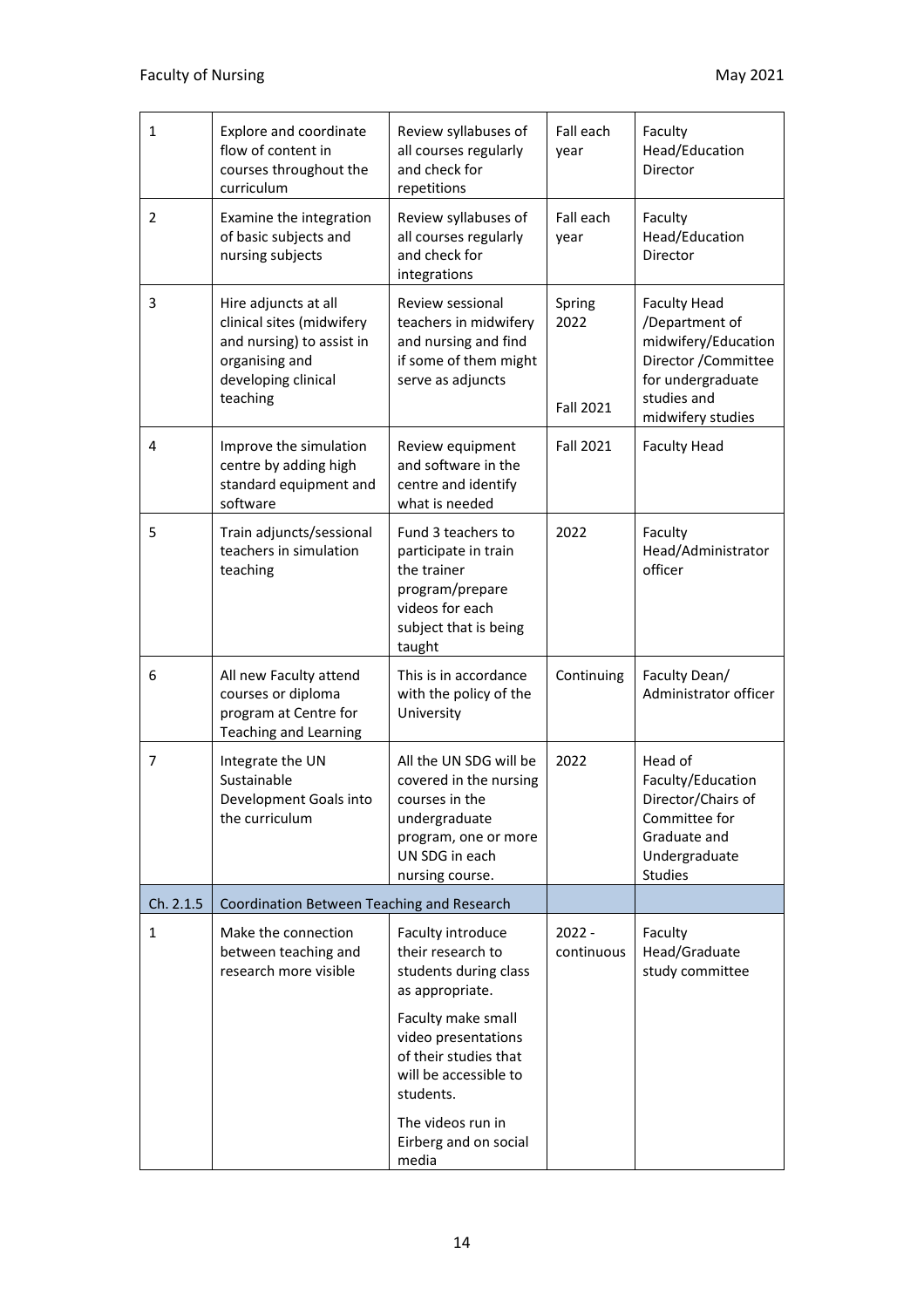| 1 | Explore and coordinate flow of content in courses throughout the curriculum | Review syllabuses of all courses regularly and check for repetitions | Fall each year | Faculty Head/Education Director |
|---|---|---|---|---|
| 2 | Examine the integration of basic subjects and nursing subjects | Review syllabuses of all courses regularly and check for integrations | Fall each year | Faculty Head/Education Director |
| 3 | Hire adjuncts at all clinical sites (midwifery and nursing) to assist in organising and developing clinical teaching | Review sessional teachers in midwifery and nursing and find if some of them might serve as adjuncts | Spring 2022<br><br>Fall 2021 | Faculty Head /Department of midwifery/Education Director /Committee for undergraduate studies and midwifery studies |
| 4 | Improve the simulation centre by adding high standard equipment and software | Review equipment and software in the centre and identify what is needed | Fall 2021 | Faculty Head |
| 5 | Train adjuncts/sessional teachers in simulation teaching | Fund 3 teachers to participate in train the trainer program/prepare videos for each subject that is being taught | 2022 | Faculty Head/Administrator officer |
| 6 | All new Faculty attend courses or diploma program at Centre for Teaching and Learning | This is in accordance with the policy of the University | Continuing | Faculty Dean/ Administrator officer |
| 7 | Integrate the UN Sustainable Development Goals into the curriculum | All the UN SDG will be covered in the nursing courses in the undergraduate program, one or more UN SDG in each nursing course. | 2022 | Head of Faculty/Education Director/Chairs of Committee for Graduate and Undergraduate Studies |
| Ch. 2.1.5 | Coordination Between Teaching and Research | | | |
| 1 | Make the connection between teaching and research more visible | Faculty introduce their research to students during class as appropriate.<br><br>Faculty make small video presentations of their studies that will be accessible to students.<br><br>The videos run in Eirberg and on social media | 2022 - continuous | Faculty Head/Graduate study committee |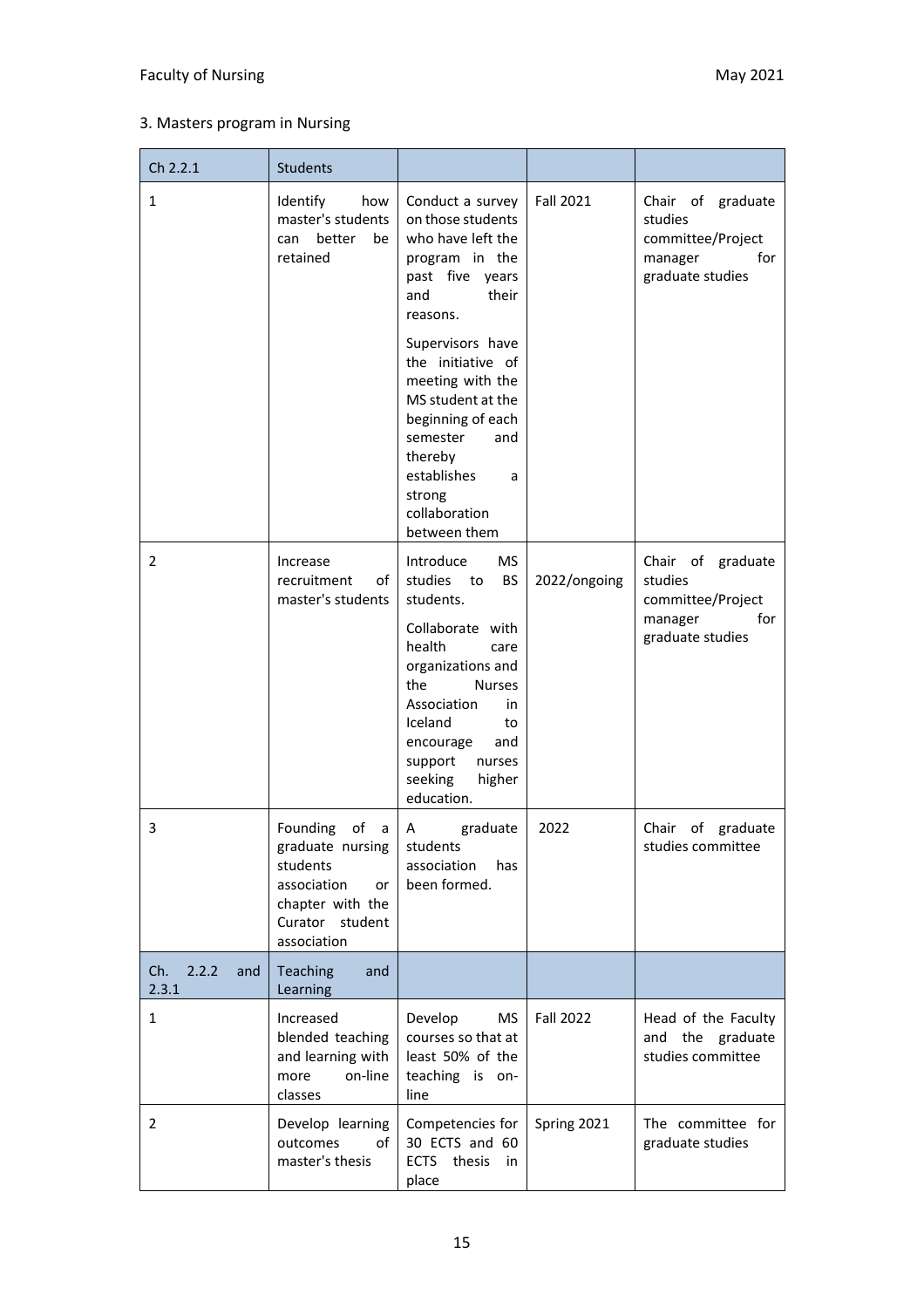3. Masters program in Nursing

| Ch 2.2.1 | Students | | | |
|---|---|---|---|---|
| 1 | Identify how master's students can better be retained | Conduct a survey on those students who have left the program in the past five years and their reasons.<br><br>Supervisors have the initiative of meeting with the MS student at the beginning of each semester and thereby establishes a strong collaboration between them | Fall 2021 | Chair of graduate studies committee/Project manager for graduate studies |
| 2 | Increase recruitment of master's students | Introduce MS studies to BS students.<br><br>Collaborate with health care organizations and the Nurses Association in Iceland to encourage and support nurses seeking higher education. | 2022/ongoing | Chair of graduate studies committee/Project manager for graduate studies |
| 3 | Founding of a graduate nursing students association or chapter with the Curator student association | A graduate students association has been formed. | 2022 | Chair of graduate studies committee |
| Ch. 2.2.2 and 2.3.1 | Teaching and Learning | | | |
| 1 | Increased blended teaching and learning with more on-line classes | Develop MS courses so that at least 50% of the teaching is on-line | Fall 2022 | Head of the Faculty and the graduate studies committee |
| 2 | Develop learning outcomes of master's thesis | Competencies for 30 ECTS and 60 ECTS thesis in place | Spring 2021 | The committee for graduate studies |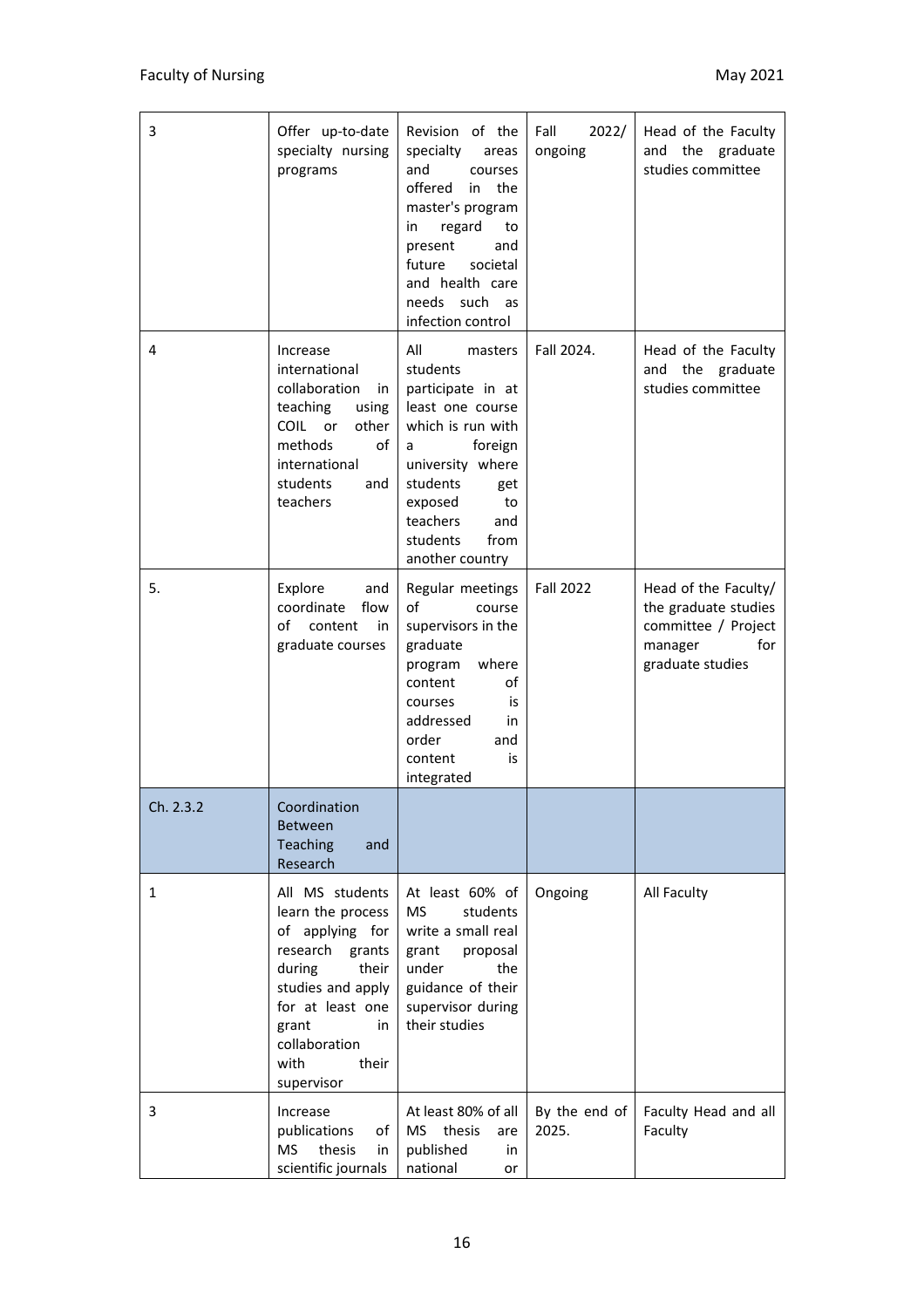| 3 | Offer up-to-date specialty nursing programs | Revision of the specialty areas and courses offered in the master's program in regard to present and future societal and health care needs such as infection control | Fall 2022/ ongoing | Head of the Faculty and the graduate studies committee |
|---|---|---|---|---|
| 4 | Increase international collaboration in teaching using COIL or other methods of international students and teachers | All masters students participate in at least one course which is run with a foreign university where students get exposed to teachers and students from another country | Fall 2024. | Head of the Faculty and the graduate studies committee |
| 5. | Explore and coordinate flow of content in graduate courses | Regular meetings of course supervisors in the graduate program where content of courses is addressed in order and content is integrated | Fall 2022 | Head of the Faculty/ the graduate studies committee / Project manager for graduate studies |
| Ch. 2.3.2 | Coordination Between Teaching and Research | | | |
| 1 | All MS students learn the process of applying for research grants during their studies and apply for at least one grant in collaboration with their supervisor | At least 60% of MS students write a small real grant proposal under the guidance of their supervisor during their studies | Ongoing | All Faculty |
| 3 | Increase publications of MS thesis in scientific journals | At least 80% of all MS thesis are published in national or | By the end of 2025. | Faculty Head and all Faculty |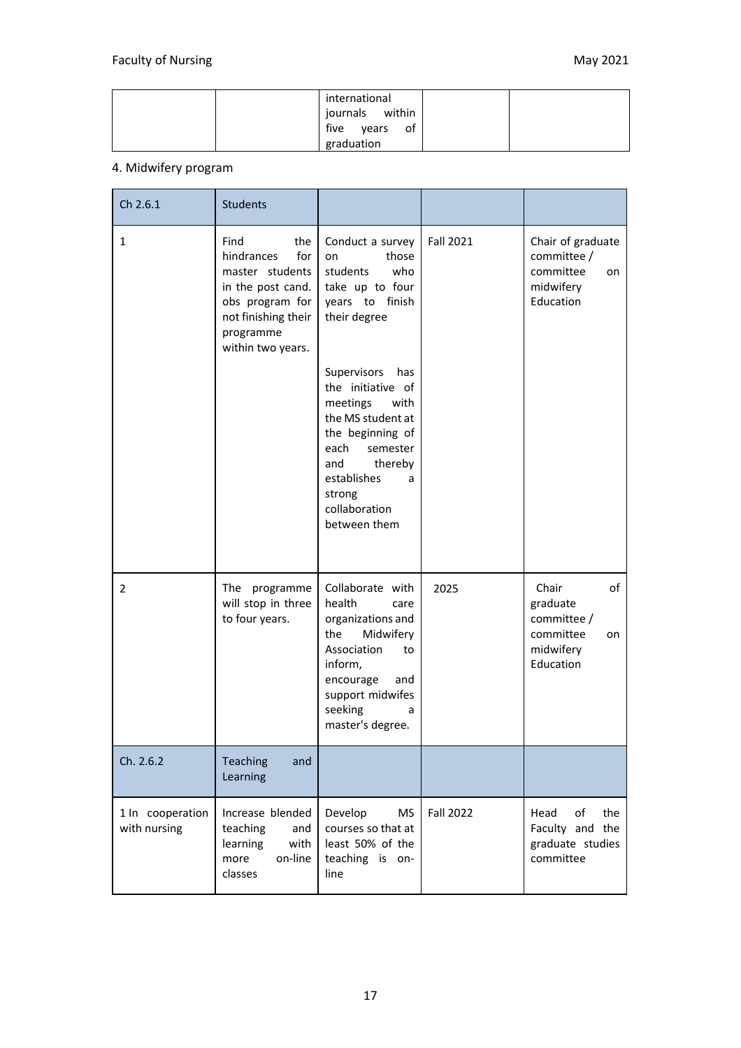| | | international journals within five years of graduation | | |
|---|---|---|---|---|

4. Midwifery program

| Ch 2.6.1 | Students | | | |
|---|---|---|---|---|
| 1 | Find the hindrances for master students in the post cand. obs program for not finishing their programme within two years. | Conduct a survey on those students who take up to four years to finish their degree<br><br>Supervisors has the initiative of meetings with the MS student at the beginning of each semester and thereby establishes a strong collaboration between them | Fall 2021 | Chair of graduate committee / committee on midwifery Education |
| 2 | The programme will stop in three to four years. | Collaborate with health care organizations and the Midwifery Association to inform, encourage and support midwifes seeking a master's degree. | 2025 | Chair of graduate committee / committee on midwifery Education |
| Ch. 2.6.2 | Teaching and Learning | | | |
| 1 In cooperation with nursing | Increase blended teaching and learning with more on-line classes | Develop MS courses so that at least 50% of the teaching is on-line | Fall 2022 | Head of the Faculty and the graduate studies committee |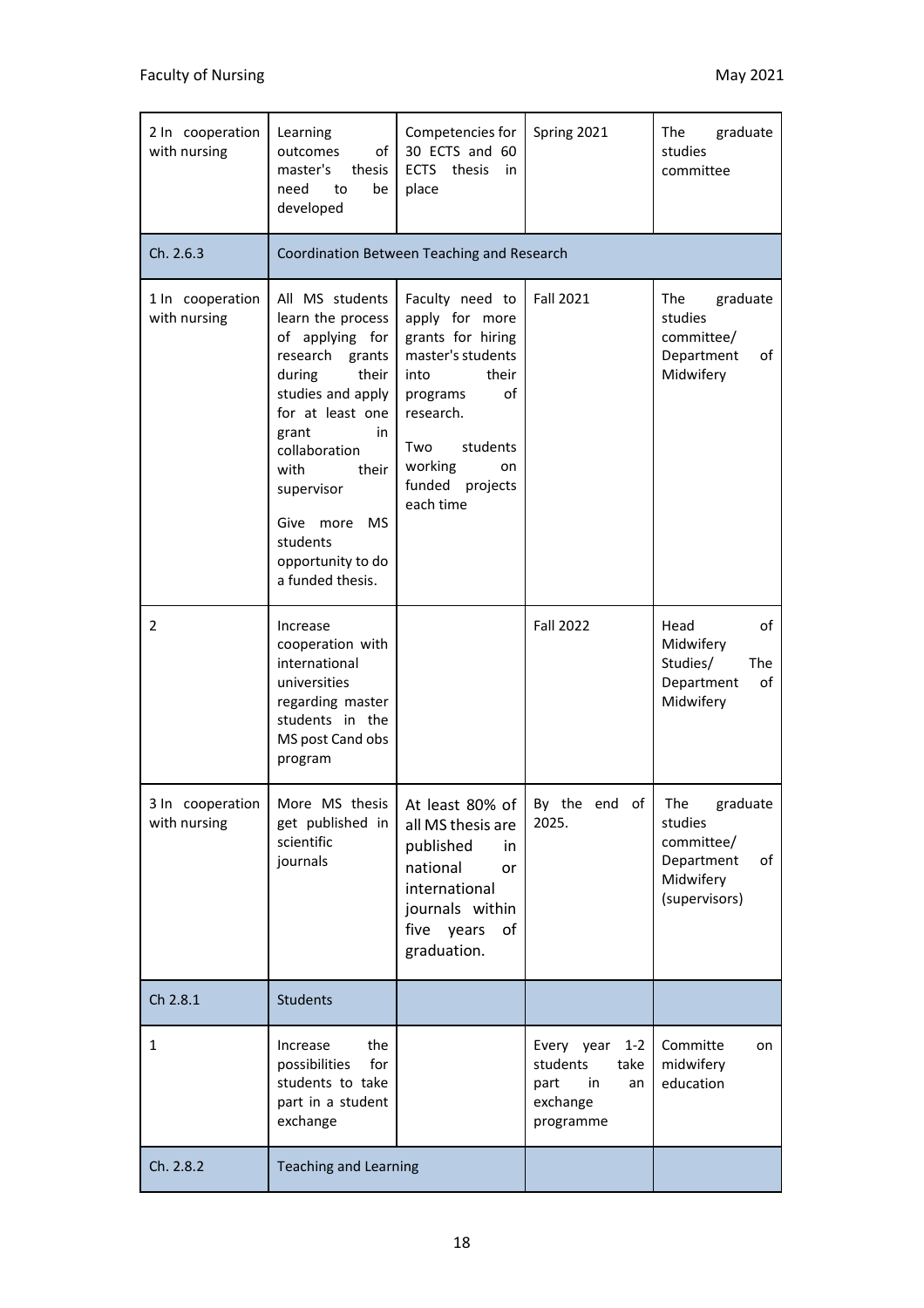| | | | | |
|---|---|---|---|---|
| 2 In cooperation with nursing | Learning outcomes of master's thesis need to be developed | Competencies for 30 ECTS and 60 ECTS thesis in place | Spring 2021 | The graduate studies committee |
| Ch. 2.6.3 | Coordination Between Teaching and Research | | | |
| 1 In cooperation with nursing | All MS students learn the process of applying for research grants during their studies and apply for at least one grant in collaboration with their supervisor<br><br>Give more MS students opportunity to do a funded thesis. | Faculty need to apply for more grants for hiring master's students into their programs of research.<br><br>Two students working on funded projects each time | Fall 2021 | The graduate studies committee/ Department of Midwifery |
| 2 | Increase cooperation with international universities regarding master students in the MS post Cand obs program | | Fall 2022 | Head of Midwifery Studies/ The Department of Midwifery |
| 3 In cooperation with nursing | More MS thesis get published in scientific journals | At least 80% of all MS thesis are published in national or international journals within five years of graduation. | By the end of 2025. | The graduate studies committee/ Department of Midwifery (supervisors) |
| Ch 2.8.1 | Students | | | |
| 1 | Increase the possibilities for students to take part in a student exchange | | Every year 1-2 students take part in an exchange programme | Committe on midwifery education |
| Ch. 2.8.2 | Teaching and Learning | | | |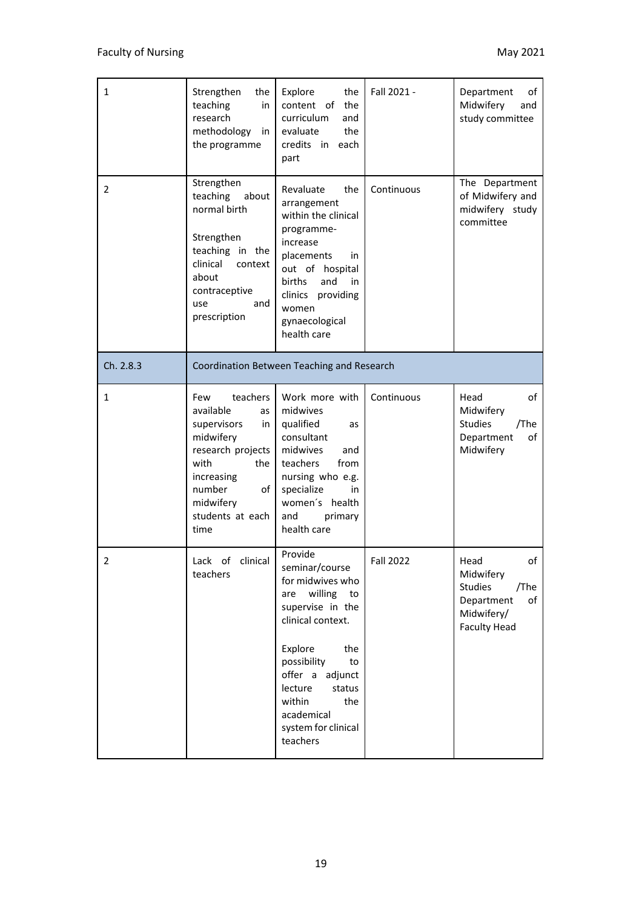| 1 | Strengthen the teaching in research methodology in the programme | Explore the content of the curriculum and evaluate the credits in each part | Fall 2021 - | Department of Midwifery and study committee |
|---|---|---|---|---|
| 2 | Strengthen teaching about normal birth<br><br>Strengthen teaching in the clinical context about contraceptive use and prescription | Revaluate the arrangement within the clinical programme- increase placements in out of hospital births and in clinics providing women gynaecological health care | Continuous | The Department of Midwifery and midwifery study committee |
| Ch. 2.8.3 | Coordination Between Teaching and Research | | | |
| 1 | Few teachers available as supervisors in midwifery research projects with the increasing number of midwifery students at each time | Work more with midwives qualified as consultant midwives and teachers from nursing who e.g. specialize in women´s health and primary health care | Continuous | Head of Midwifery Studies /The Department of Midwifery |
| 2 | Lack of clinical teachers | Provide seminar/course for midwives who are willing to supervise in the clinical context.<br><br>Explore the possibility to offer a adjunct lecture status within the academical system for clinical teachers | Fall 2022 | Head of Midwifery Studies /The Department of Midwifery/ Faculty Head |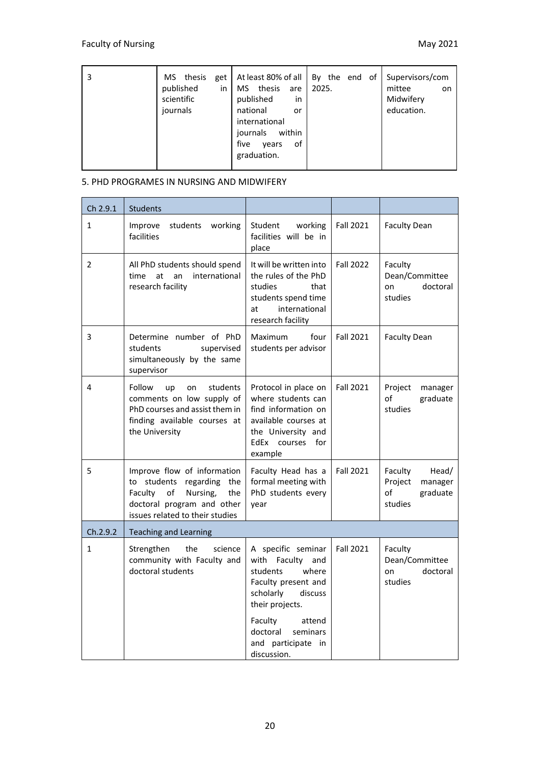| 3 | MS thesis get published in scientific journals | At least 80% of all MS thesis are published in national or international journals within five years of graduation. | By the end of 2025. | Supervisors/committee on Midwifery education. |
|---|---|---|---|---|

5. PHD PROGRAMES IN NURSING AND MIDWIFERY

| Ch 2.9.1 | Students | | | |
|---|---|---|---|---|
| 1 | Improve students working facilities | Student working facilities will be in place | Fall 2021 | Faculty Dean |
| 2 | All PhD students should spend time at an international research facility | It will be written into the rules of the PhD studies that students spend time at international research facility | Fall 2022 | Faculty Dean/Committee on doctoral studies |
| 3 | Determine number of PhD students supervised simultaneously by the same supervisor | Maximum four students per advisor | Fall 2021 | Faculty Dean |
| 4 | Follow up on students comments on low supply of PhD courses and assist them in finding available courses at the University | Protocol in place on where students can find information on available courses at the University and EdEx courses for example | Fall 2021 | Project manager of graduate studies |
| 5 | Improve flow of information to students regarding the Faculty of Nursing, the doctoral program and other issues related to their studies | Faculty Head has a formal meeting with PhD students every year | Fall 2021 | Faculty Head/ Project manager of graduate studies |
| Ch.2.9.2 | Teaching and Learning | | | |
| 1 | Strengthen the science community with Faculty and doctoral students | A specific seminar with Faculty and students where Faculty present and scholarly discuss their projects.<br><br>Faculty attend doctoral seminars and participate in discussion. | Fall 2021 | Faculty Dean/Committee on doctoral studies |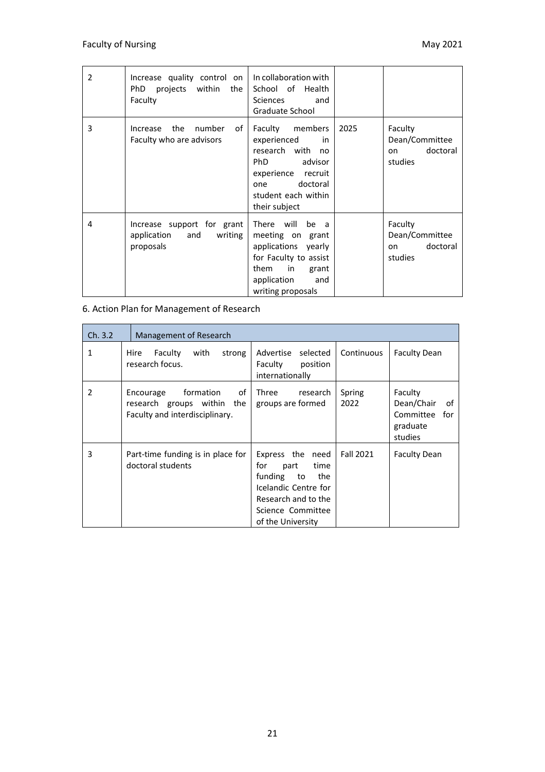| | | | | |
|---|---|---|---|---|
| 2 | Increase quality control on PhD projects within the Faculty | In collaboration with School of Health Sciences and Graduate School | | |
| 3 | Increase the number of Faculty who are advisors | Faculty members experienced in research with no PhD advisor experience recruit one doctoral student each within their subject | 2025 | Faculty Dean/Committee on doctoral studies |
| 4 | Increase support for grant application and writing proposals | There will be a meeting on grant applications yearly for Faculty to assist them in grant application and writing proposals | | Faculty Dean/Committee on doctoral studies |

6. Action Plan for Management of Research

| Ch. 3.2 | Management of Research | | | |
|---|---|---|---|---|
| 1 | Hire Faculty with strong research focus. | Advertise selected Faculty position internationally | Continuous | Faculty Dean |
| 2 | Encourage formation of research groups within the Faculty and interdisciplinary. | Three research groups are formed | Spring 2022 | Faculty Dean/Chair of Committee for graduate studies |
| 3 | Part-time funding is in place for doctoral students | Express the need for part time funding to the Icelandic Centre for Research and to the Science Committee of the University | Fall 2021 | Faculty Dean |